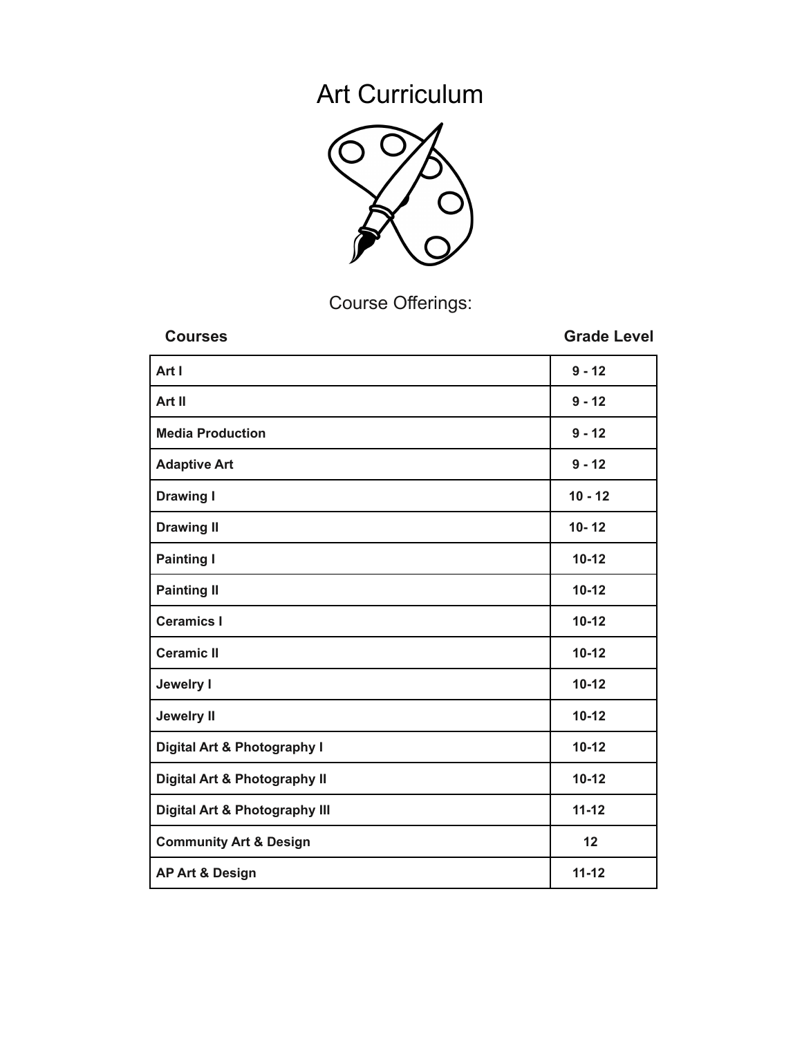# Art Curriculum

Course Offerings:

| Courses | Grade Level |
|---|---|
| **Art I** | **9 - 12** |
| **Art II** | **9 - 12** |
| **Media Production** | **9 - 12** |
| **Adaptive Art** | **9 - 12** |
| **Drawing I** | **10 - 12** |
| **Drawing II** | **10- 12** |
| **Painting I** | **10-12** |
| **Painting II** | **10-12** |
| **Ceramics I** | **10-12** |
| **Ceramic II** | **10-12** |
| **Jewelry I** | **10-12** |
| **Jewelry II** | **10-12** |
| **Digital Art & Photography I** | **10-12** |
| **Digital Art & Photography II** | **10-12** |
| **Digital Art & Photography III** | **11-12** |
| **Community Art & Design** | **12** |
| **AP Art & Design** | **11-12** |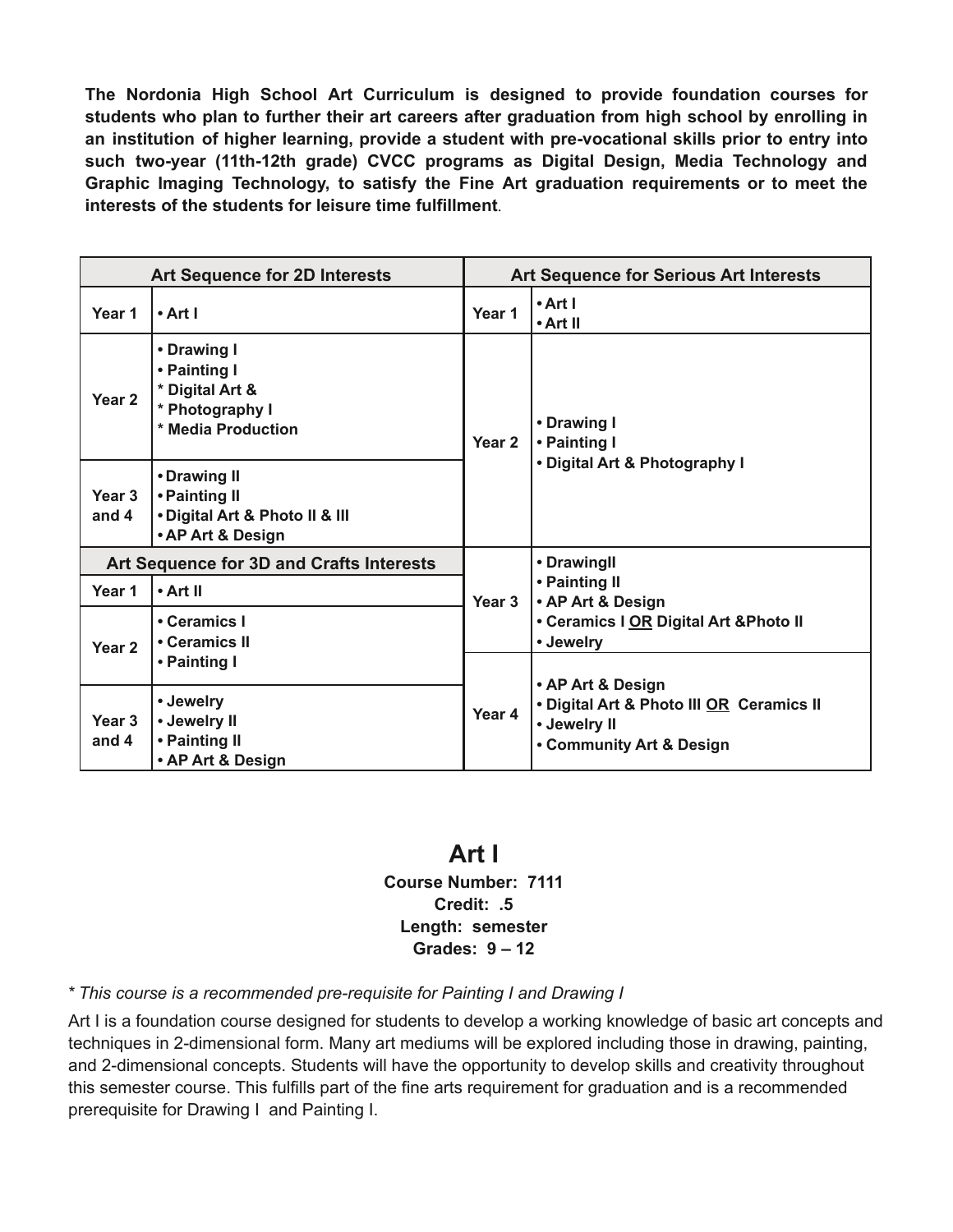**The Nordonia High School Art Curriculum is designed to provide foundation courses for students who plan to further their art careers after graduation from high school by enrolling in an institution of higher learning, provide a student with pre-vocational skills prior to entry into such two-year (11th-12th grade) CVCC programs as Digital Design, Media Technology and Graphic Imaging Technology, to satisfy the Fine Art graduation requirements or to meet the interests of the students for leisure time fulfillment**.

| Art Sequence for 2D Interests | |
|---|---|
| Year 1 | • Art I |
| Year 2 | • Drawing I<br>• Painting I<br>* Digital Art &<br>* Photography I<br>* Media Production |
| Year 3 and 4 | • Drawing II<br>• Painting II<br>• Digital Art & Photo II & III<br>• AP Art & Design |

| Art Sequence for 3D and Crafts Interests | |
|---|---|
| Year 1 | • Art II |
| Year 2 | • Ceramics I<br>• Ceramics II<br>• Painting I |
| Year 3 and 4 | • Jewelry<br>• Jewelry II<br>• Painting II<br>• AP Art & Design |

| Art Sequence for Serious Art Interests | |
|---|---|
| Year 1 | • Art I<br>• Art II |
| Year 2 | • Drawing I<br>• Painting I<br>• Digital Art & Photography I |
| Year 3 | • DrawingII<br>• Painting II<br>• AP Art & Design<br>• Ceramics I <u>OR</u> Digital Art &Photo II<br>• Jewelry |
| Year 4 | • AP Art & Design<br>• Digital Art & Photo III <u>OR</u> Ceramics II<br>• Jewelry II<br>• Community Art & Design |

## Art I

**Course Number: 7111**
**Credit: .5**
**Length: semester**
**Grades: 9 – 12**

*\* This course is a recommended pre-requisite for Painting I and Drawing I*

Art I is a foundation course designed for students to develop a working knowledge of basic art concepts and techniques in 2-dimensional form. Many art mediums will be explored including those in drawing, painting, and 2-dimensional concepts. Students will have the opportunity to develop skills and creativity throughout this semester course. This fulfills part of the fine arts requirement for graduation and is a recommended prerequisite for Drawing I and Painting I.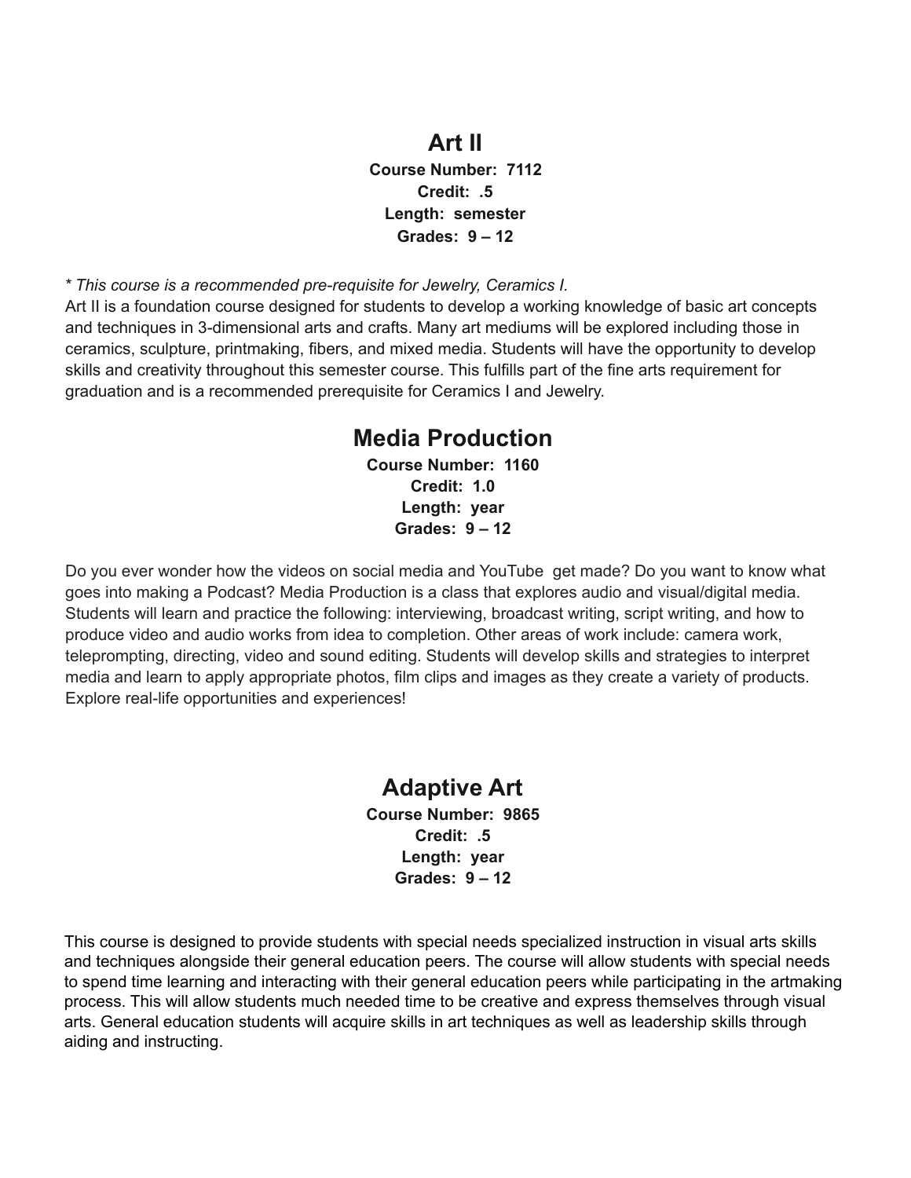## Art II

**Course Number: 7112**
**Credit: .5**
**Length: semester**
**Grades: 9 – 12**

*\* This course is a recommended pre-requisite for Jewelry, Ceramics I.*

Art II is a foundation course designed for students to develop a working knowledge of basic art concepts and techniques in 3-dimensional arts and crafts. Many art mediums will be explored including those in ceramics, sculpture, printmaking, fibers, and mixed media. Students will have the opportunity to develop skills and creativity throughout this semester course. This fulfills part of the fine arts requirement for graduation and is a recommended prerequisite for Ceramics I and Jewelry.

## Media Production

**Course Number: 1160**
**Credit: 1.0**
**Length: year**
**Grades: 9 – 12**

Do you ever wonder how the videos on social media and YouTube get made? Do you want to know what goes into making a Podcast? Media Production is a class that explores audio and visual/digital media. Students will learn and practice the following: interviewing, broadcast writing, script writing, and how to produce video and audio works from idea to completion. Other areas of work include: camera work, teleprompting, directing, video and sound editing. Students will develop skills and strategies to interpret media and learn to apply appropriate photos, film clips and images as they create a variety of products. Explore real-life opportunities and experiences!

## Adaptive Art

**Course Number: 9865**
**Credit: .5**
**Length: year**
**Grades: 9 – 12**

This course is designed to provide students with special needs specialized instruction in visual arts skills and techniques alongside their general education peers. The course will allow students with special needs to spend time learning and interacting with their general education peers while participating in the artmaking process. This will allow students much needed time to be creative and express themselves through visual arts. General education students will acquire skills in art techniques as well as leadership skills through aiding and instructing.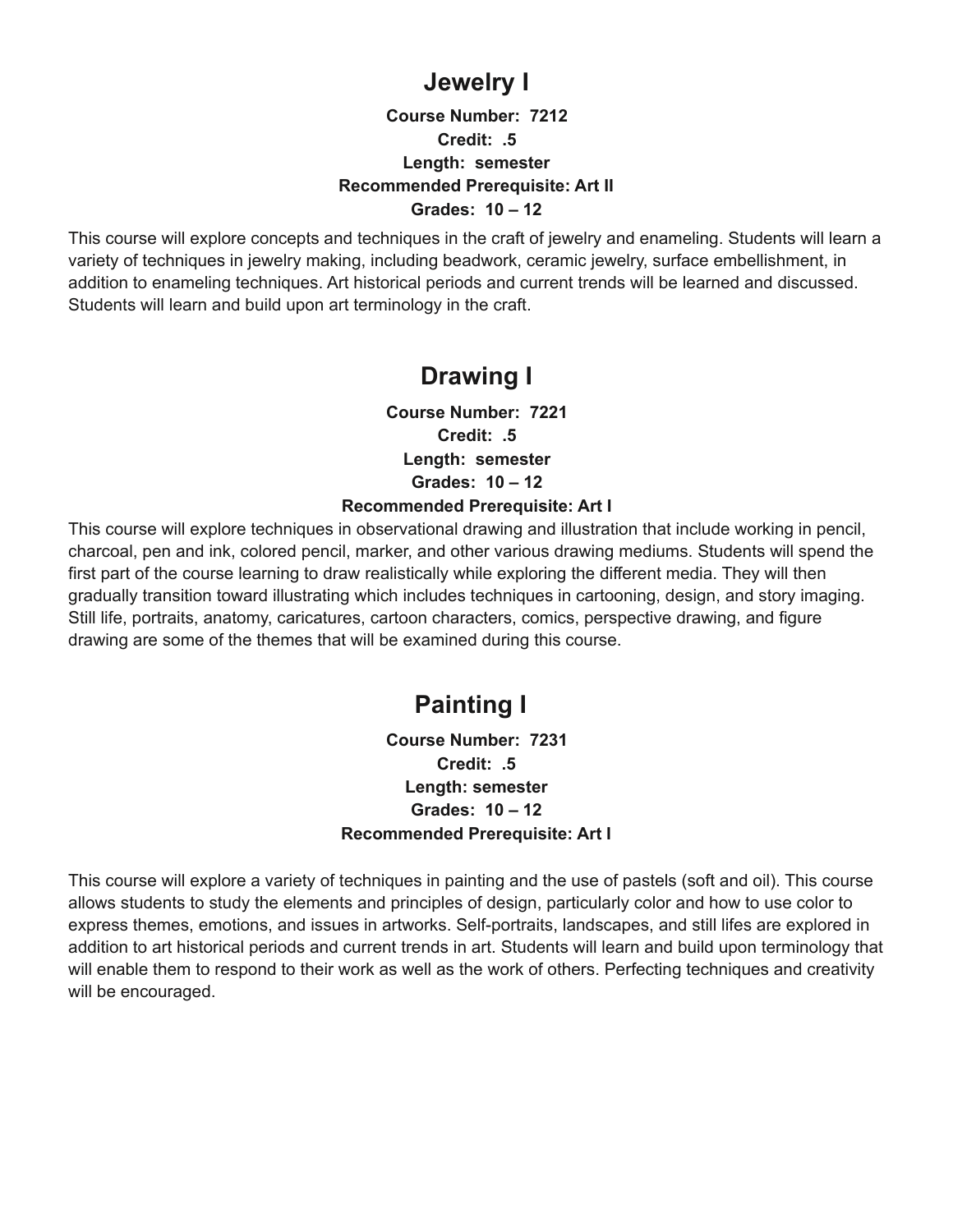## Jewelry I

**Course Number: 7212**
**Credit: .5**
**Length: semester**
**Recommended Prerequisite: Art II**
**Grades: 10 – 12**

This course will explore concepts and techniques in the craft of jewelry and enameling. Students will learn a variety of techniques in jewelry making, including beadwork, ceramic jewelry, surface embellishment, in addition to enameling techniques. Art historical periods and current trends will be learned and discussed. Students will learn and build upon art terminology in the craft.

## Drawing I

**Course Number: 7221**
**Credit: .5**
**Length: semester**
**Grades: 10 – 12**
**Recommended Prerequisite: Art I**

This course will explore techniques in observational drawing and illustration that include working in pencil, charcoal, pen and ink, colored pencil, marker, and other various drawing mediums. Students will spend the first part of the course learning to draw realistically while exploring the different media. They will then gradually transition toward illustrating which includes techniques in cartooning, design, and story imaging. Still life, portraits, anatomy, caricatures, cartoon characters, comics, perspective drawing, and figure drawing are some of the themes that will be examined during this course.

## Painting I

**Course Number: 7231**
**Credit: .5**
**Length: semester**
**Grades: 10 – 12**
**Recommended Prerequisite: Art I**

This course will explore a variety of techniques in painting and the use of pastels (soft and oil). This course allows students to study the elements and principles of design, particularly color and how to use color to express themes, emotions, and issues in artworks. Self-portraits, landscapes, and still lifes are explored in addition to art historical periods and current trends in art. Students will learn and build upon terminology that will enable them to respond to their work as well as the work of others. Perfecting techniques and creativity will be encouraged.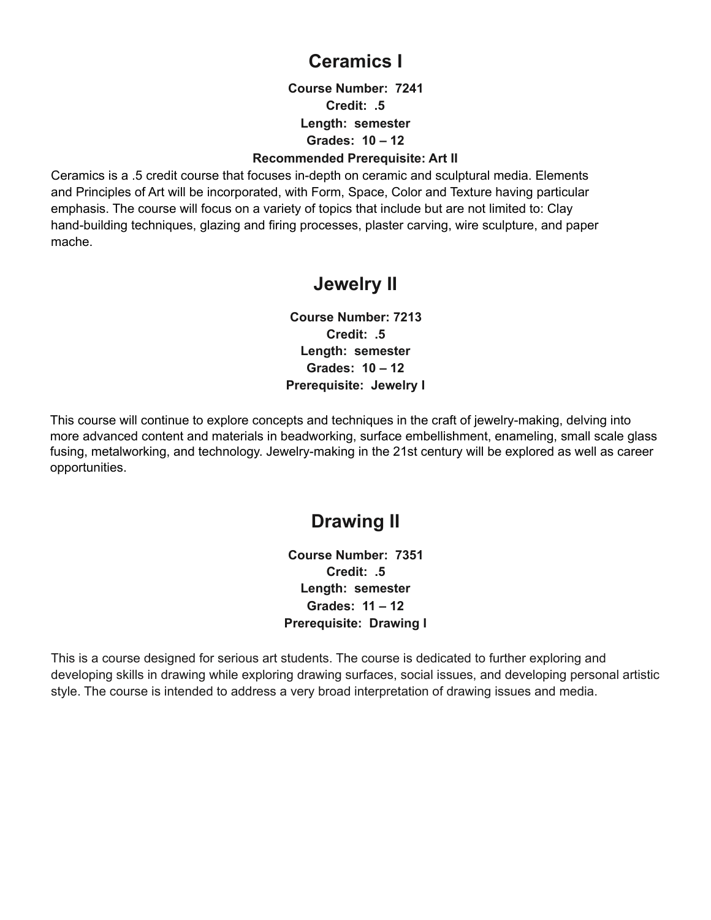# Ceramics I

**Course Number: 7241**
**Credit: .5**
**Length: semester**
**Grades: 10 – 12**
**Recommended Prerequisite: Art II**

Ceramics is a .5 credit course that focuses in-depth on ceramic and sculptural media. Elements and Principles of Art will be incorporated, with Form, Space, Color and Texture having particular emphasis. The course will focus on a variety of topics that include but are not limited to: Clay hand-building techniques, glazing and firing processes, plaster carving, wire sculpture, and paper mache.

# Jewelry II

**Course Number: 7213**
**Credit: .5**
**Length: semester**
**Grades: 10 – 12**
**Prerequisite: Jewelry I**

This course will continue to explore concepts and techniques in the craft of jewelry-making, delving into more advanced content and materials in beadworking, surface embellishment, enameling, small scale glass fusing, metalworking, and technology. Jewelry-making in the 21st century will be explored as well as career opportunities.

# Drawing II

**Course Number: 7351**
**Credit: .5**
**Length: semester**
**Grades: 11 – 12**
**Prerequisite: Drawing I**

This is a course designed for serious art students. The course is dedicated to further exploring and developing skills in drawing while exploring drawing surfaces, social issues, and developing personal artistic style. The course is intended to address a very broad interpretation of drawing issues and media.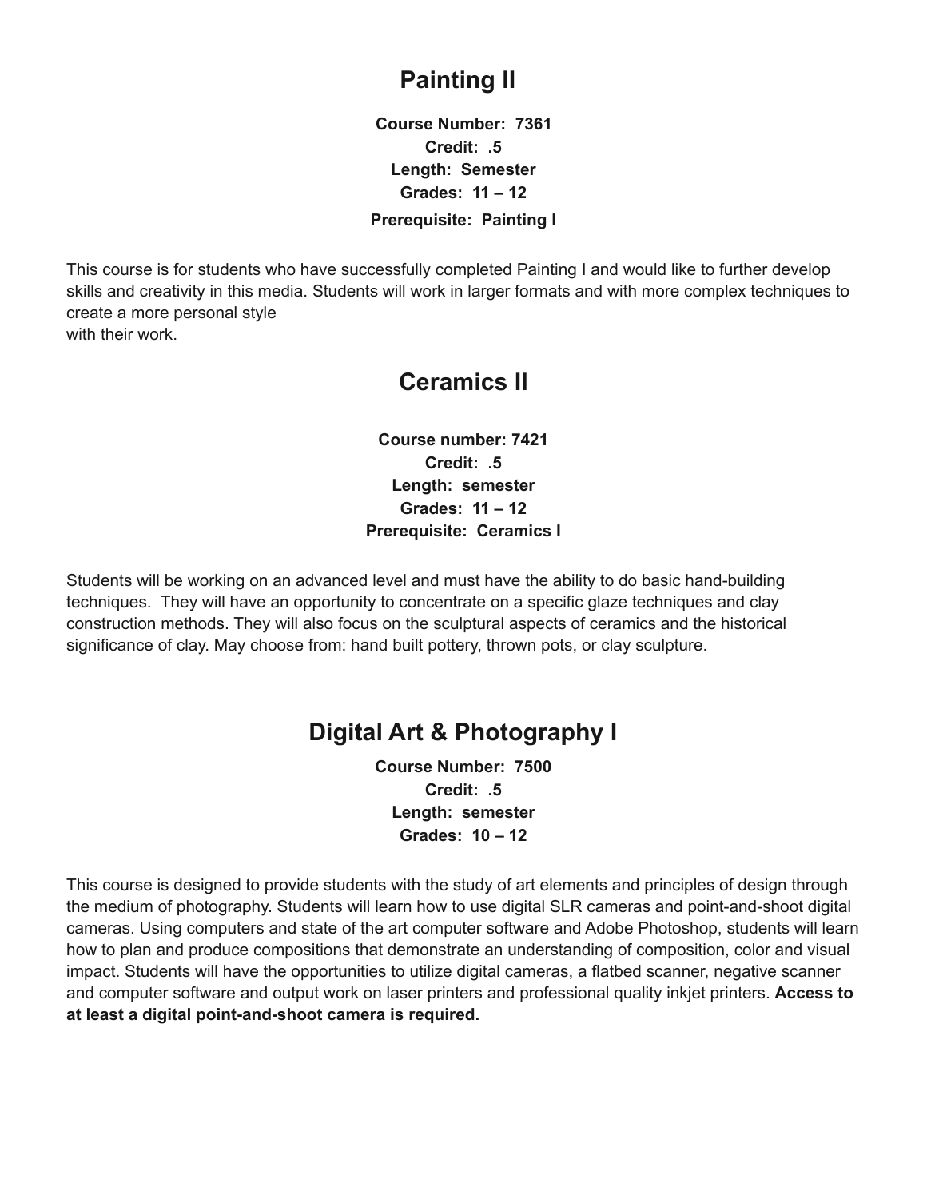## Painting II

**Course Number: 7361**
**Credit: .5**
**Length: Semester**
**Grades: 11 – 12**
**Prerequisite: Painting I**

This course is for students who have successfully completed Painting I and would like to further develop skills and creativity in this media. Students will work in larger formats and with more complex techniques to create a more personal style
with their work.

## Ceramics II

**Course number: 7421**
**Credit: .5**
**Length: semester**
**Grades: 11 – 12**
**Prerequisite: Ceramics I**

Students will be working on an advanced level and must have the ability to do basic hand-building techniques. They will have an opportunity to concentrate on a specific glaze techniques and clay construction methods. They will also focus on the sculptural aspects of ceramics and the historical significance of clay. May choose from: hand built pottery, thrown pots, or clay sculpture.

## Digital Art & Photography I

**Course Number: 7500**
**Credit: .5**
**Length: semester**
**Grades: 10 – 12**

This course is designed to provide students with the study of art elements and principles of design through the medium of photography. Students will learn how to use digital SLR cameras and point-and-shoot digital cameras. Using computers and state of the art computer software and Adobe Photoshop, students will learn how to plan and produce compositions that demonstrate an understanding of composition, color and visual impact. Students will have the opportunities to utilize digital cameras, a flatbed scanner, negative scanner and computer software and output work on laser printers and professional quality inkjet printers. **Access to at least a digital point-and-shoot camera is required.**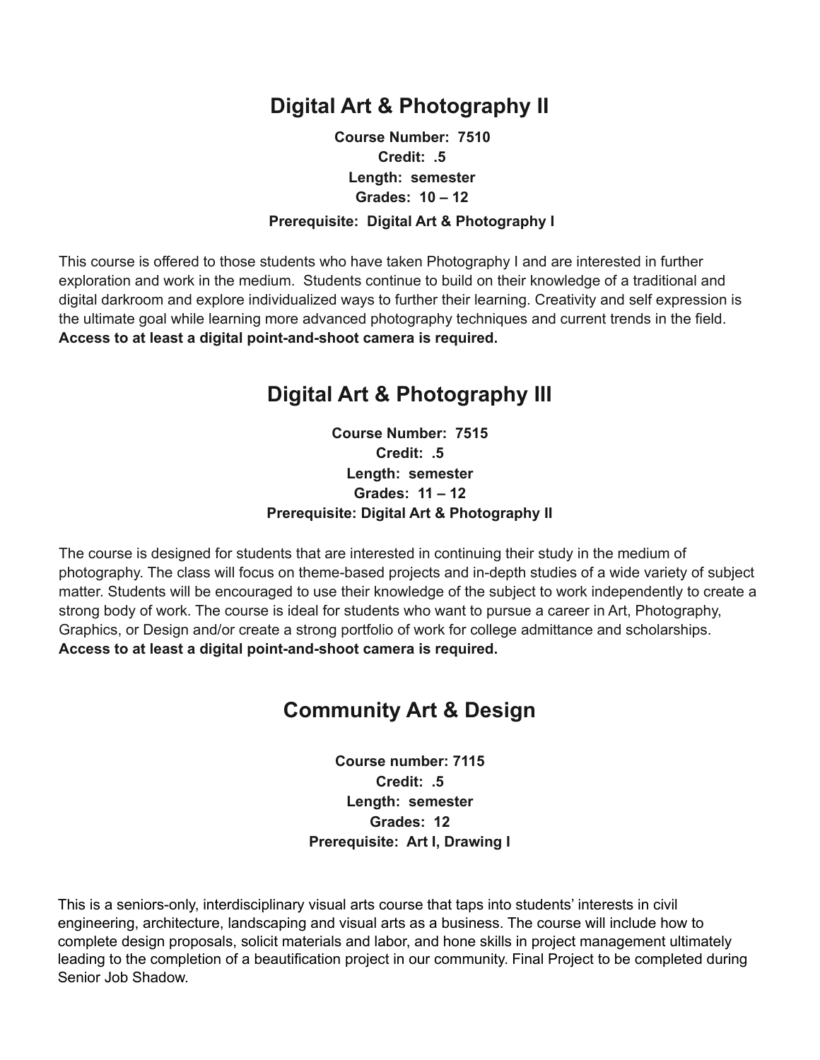## Digital Art & Photography II

**Course Number: 7510**
**Credit: .5**
**Length: semester**
**Grades: 10 – 12**
**Prerequisite: Digital Art & Photography I**

This course is offered to those students who have taken Photography I and are interested in further exploration and work in the medium. Students continue to build on their knowledge of a traditional and digital darkroom and explore individualized ways to further their learning. Creativity and self expression is the ultimate goal while learning more advanced photography techniques and current trends in the field. **Access to at least a digital point-and-shoot camera is required.**

## Digital Art & Photography III

**Course Number: 7515**
**Credit: .5**
**Length: semester**
**Grades: 11 – 12**
**Prerequisite: Digital Art & Photography II**

The course is designed for students that are interested in continuing their study in the medium of photography. The class will focus on theme-based projects and in-depth studies of a wide variety of subject matter. Students will be encouraged to use their knowledge of the subject to work independently to create a strong body of work. The course is ideal for students who want to pursue a career in Art, Photography, Graphics, or Design and/or create a strong portfolio of work for college admittance and scholarships. **Access to at least a digital point-and-shoot camera is required.**

## Community Art & Design

**Course number: 7115**
**Credit: .5**
**Length: semester**
**Grades: 12**
**Prerequisite: Art I, Drawing I**

This is a seniors-only, interdisciplinary visual arts course that taps into students' interests in civil engineering, architecture, landscaping and visual arts as a business. The course will include how to complete design proposals, solicit materials and labor, and hone skills in project management ultimately leading to the completion of a beautification project in our community. Final Project to be completed during Senior Job Shadow.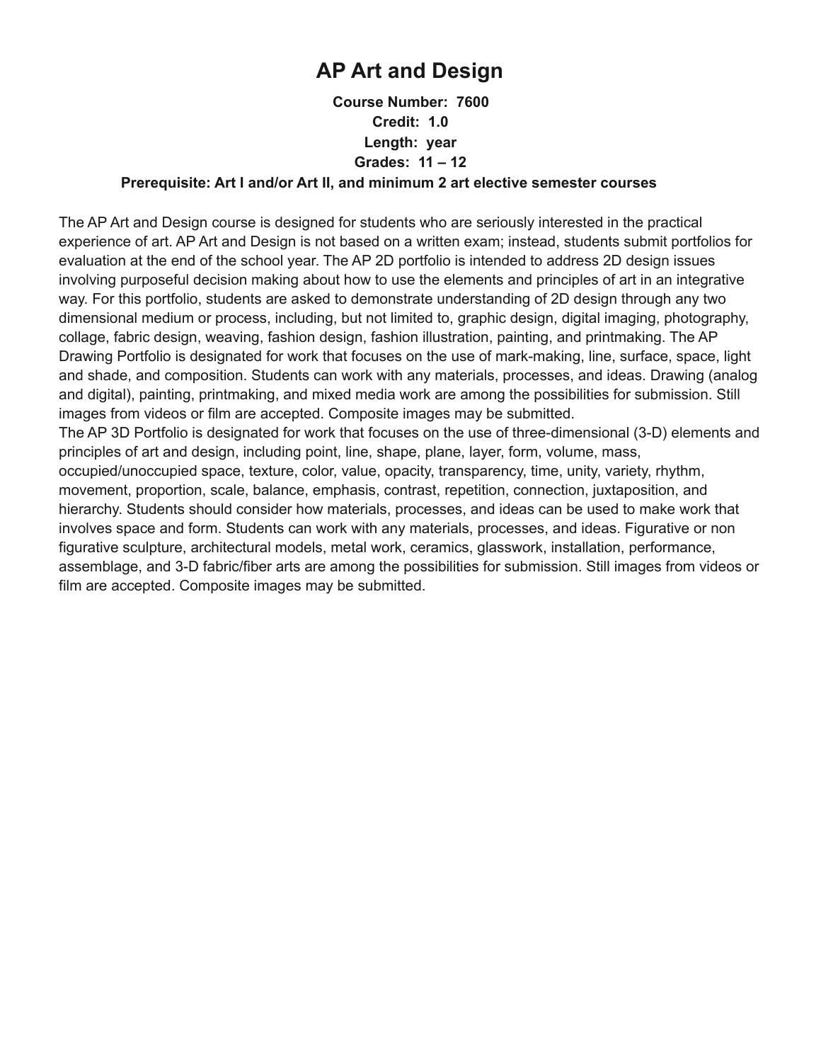# AP Art and Design

**Course Number: 7600**
**Credit: 1.0**
**Length: year**
**Grades: 11 – 12**
**Prerequisite: Art I and/or Art II, and minimum 2 art elective semester courses**

The AP Art and Design course is designed for students who are seriously interested in the practical experience of art. AP Art and Design is not based on a written exam; instead, students submit portfolios for evaluation at the end of the school year. The AP 2D portfolio is intended to address 2D design issues involving purposeful decision making about how to use the elements and principles of art in an integrative way. For this portfolio, students are asked to demonstrate understanding of 2D design through any two dimensional medium or process, including, but not limited to, graphic design, digital imaging, photography, collage, fabric design, weaving, fashion design, fashion illustration, painting, and printmaking. The AP Drawing Portfolio is designated for work that focuses on the use of mark-making, line, surface, space, light and shade, and composition. Students can work with any materials, processes, and ideas. Drawing (analog and digital), painting, printmaking, and mixed media work are among the possibilities for submission. Still images from videos or film are accepted. Composite images may be submitted.
The AP 3D Portfolio is designated for work that focuses on the use of three-dimensional (3-D) elements and principles of art and design, including point, line, shape, plane, layer, form, volume, mass, occupied/unoccupied space, texture, color, value, opacity, transparency, time, unity, variety, rhythm, movement, proportion, scale, balance, emphasis, contrast, repetition, connection, juxtaposition, and hierarchy. Students should consider how materials, processes, and ideas can be used to make work that involves space and form. Students can work with any materials, processes, and ideas. Figurative or non figurative sculpture, architectural models, metal work, ceramics, glasswork, installation, performance, assemblage, and 3-D fabric/fiber arts are among the possibilities for submission. Still images from videos or film are accepted. Composite images may be submitted.